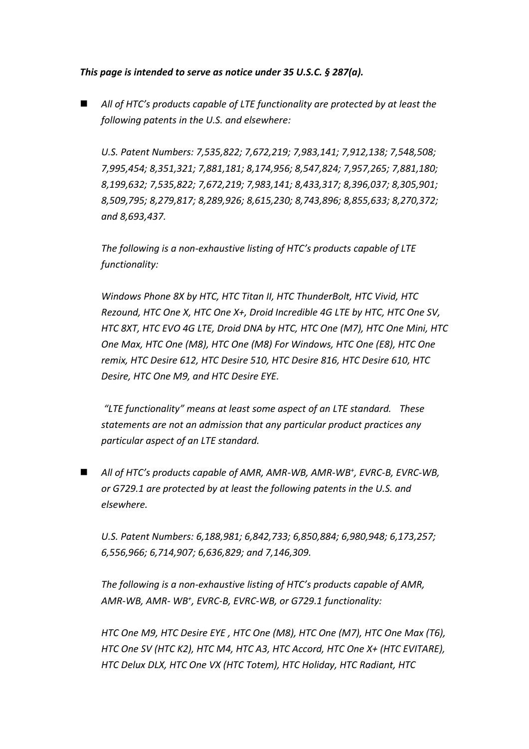*This page is intended to serve as notice under 35 U.S.C. § 287(a).*

- *All of HTC's products capable of LTE functionality are protected by at least the following patents in the U.S. and elsewhere:*

  *U.S. Patent Numbers: 7,535,822; 7,672,219; 7,983,141; 7,912,138; 7,548,508; 7,995,454; 8,351,321; 7,881,181; 8,174,956; 8,547,824; 7,957,265; 7,881,180; 8,199,632; 7,535,822; 7,672,219; 7,983,141; 8,433,317; 8,396,037; 8,305,901; 8,509,795; 8,279,817; 8,289,926; 8,615,230; 8,743,896; 8,855,633; 8,270,372; and 8,693,437.*

  *The following is a non-exhaustive listing of HTC's products capable of LTE functionality:*

  *Windows Phone 8X by HTC, HTC Titan II, HTC ThunderBolt, HTC Vivid, HTC Rezound, HTC One X, HTC One X+, Droid Incredible 4G LTE by HTC, HTC One SV, HTC 8XT, HTC EVO 4G LTE, Droid DNA by HTC, HTC One (M7), HTC One Mini, HTC One Max, HTC One (M8), HTC One (M8) For Windows, HTC One (E8), HTC One remix, HTC Desire 612, HTC Desire 510, HTC Desire 816, HTC Desire 610, HTC Desire, HTC One M9, and HTC Desire EYE.*

  *"LTE functionality" means at least some aspect of an LTE standard. These statements are not an admission that any particular product practices any particular aspect of an LTE standard.*

- *All of HTC's products capable of AMR, AMR-WB, AMR-WB$^+$, EVRC-B, EVRC-WB, or G729.1 are protected by at least the following patents in the U.S. and elsewhere.*

  *U.S. Patent Numbers: 6,188,981; 6,842,733; 6,850,884; 6,980,948; 6,173,257; 6,556,966; 6,714,907; 6,636,829; and 7,146,309.*

  *The following is a non-exhaustive listing of HTC's products capable of AMR, AMR-WB, AMR- WB$^+$, EVRC-B, EVRC-WB, or G729.1 functionality:*

  *HTC One M9, HTC Desire EYE , HTC One (M8), HTC One (M7), HTC One Max (T6), HTC One SV (HTC K2), HTC M4, HTC A3, HTC Accord, HTC One X+ (HTC EVITARE), HTC Delux DLX, HTC One VX (HTC Totem), HTC Holiday, HTC Radiant, HTC*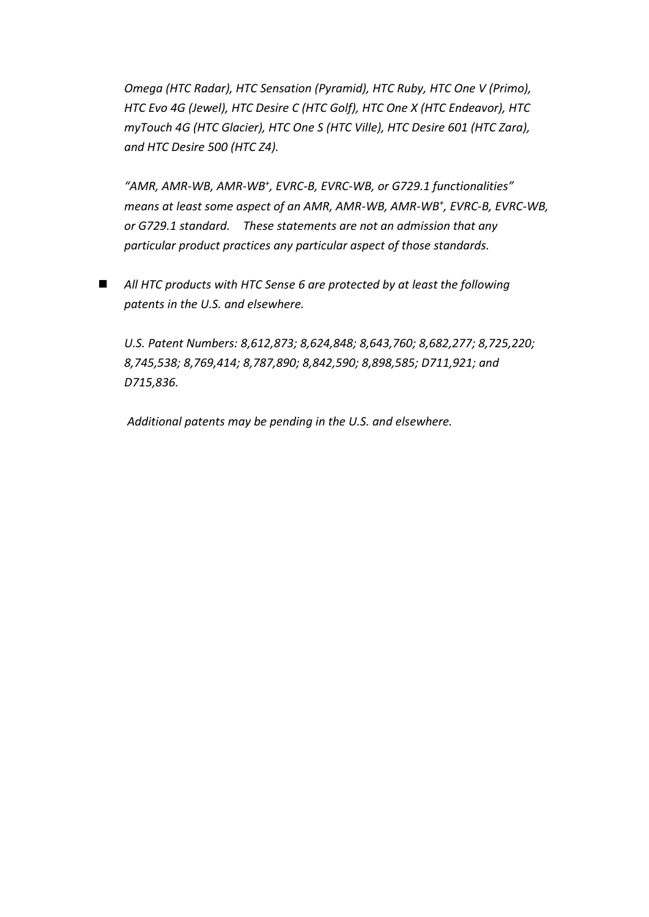*Omega (HTC Radar), HTC Sensation (Pyramid), HTC Ruby, HTC One V (Primo), HTC Evo 4G (Jewel), HTC Desire C (HTC Golf), HTC One X (HTC Endeavor), HTC myTouch 4G (HTC Glacier), HTC One S (HTC Ville), HTC Desire 601 (HTC Zara), and HTC Desire 500 (HTC Z4).*

*"AMR, AMR-WB, AMR-WB$^+$, EVRC-B, EVRC-WB, or G729.1 functionalities" means at least some aspect of an AMR, AMR-WB, AMR-WB$^+$, EVRC-B, EVRC-WB, or G729.1 standard. These statements are not an admission that any particular product practices any particular aspect of those standards.*

- *All HTC products with HTC Sense 6 are protected by at least the following patents in the U.S. and elsewhere.*

  *U.S. Patent Numbers: 8,612,873; 8,624,848; 8,643,760; 8,682,277; 8,725,220; 8,745,538; 8,769,414; 8,787,890; 8,842,590; 8,898,585; D711,921; and D715,836.*

  *Additional patents may be pending in the U.S. and elsewhere.*